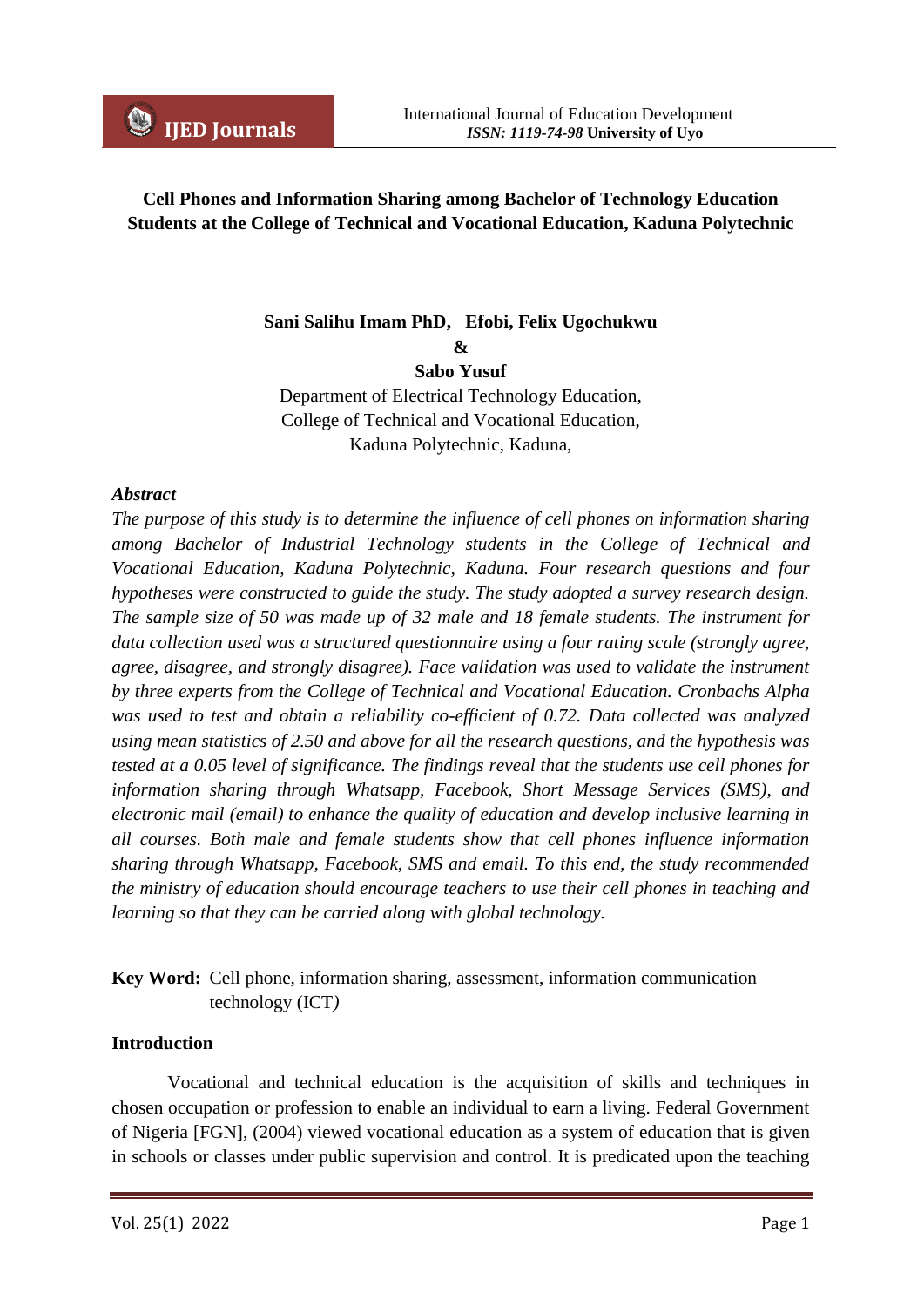# Cell Phones and Information Sharing among Bachelor of Technology Education Students at the College of Technical and Vocational Education, Kaduna Polytechnic

**Sani Salihu Imam PhD, Efobi, Felix Ugochukwu**
**&**
**Sabo Yusuf**

Department of Electrical Technology Education,
College of Technical and Vocational Education,
Kaduna Polytechnic, Kaduna,

### *Abstract*

*The purpose of this study is to determine the influence of cell phones on information sharing among Bachelor of Industrial Technology students in the College of Technical and Vocational Education, Kaduna Polytechnic, Kaduna. Four research questions and four hypotheses were constructed to guide the study. The study adopted a survey research design. The sample size of 50 was made up of 32 male and 18 female students. The instrument for data collection used was a structured questionnaire using a four rating scale (strongly agree, agree, disagree, and strongly disagree). Face validation was used to validate the instrument by three experts from the College of Technical and Vocational Education. Cronbachs Alpha was used to test and obtain a reliability co-efficient of 0.72. Data collected was analyzed using mean statistics of 2.50 and above for all the research questions, and the hypothesis was tested at a 0.05 level of significance. The findings reveal that the students use cell phones for information sharing through Whatsapp, Facebook, Short Message Services (SMS), and electronic mail (email) to enhance the quality of education and develop inclusive learning in all courses. Both male and female students show that cell phones influence information sharing through Whatsapp, Facebook, SMS and email. To this end, the study recommended the ministry of education should encourage teachers to use their cell phones in teaching and learning so that they can be carried along with global technology.*

**Key Word:** Cell phone, information sharing, assessment, information communication technology (ICT*)*

## Introduction

Vocational and technical education is the acquisition of skills and techniques in chosen occupation or profession to enable an individual to earn a living. Federal Government of Nigeria [FGN], (2004) viewed vocational education as a system of education that is given in schools or classes under public supervision and control. It is predicated upon the teaching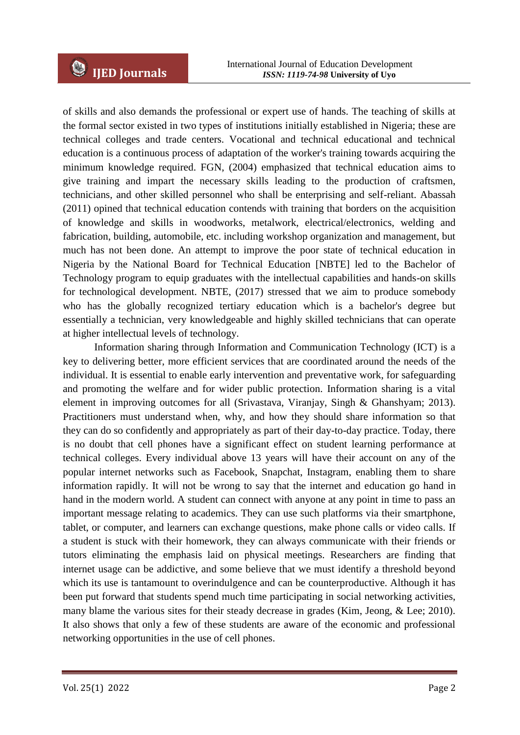of skills and also demands the professional or expert use of hands. The teaching of skills at the formal sector existed in two types of institutions initially established in Nigeria; these are technical colleges and trade centers. Vocational and technical educational and technical education is a continuous process of adaptation of the worker's training towards acquiring the minimum knowledge required. FGN, (2004) emphasized that technical education aims to give training and impart the necessary skills leading to the production of craftsmen, technicians, and other skilled personnel who shall be enterprising and self-reliant. Abassah (2011) opined that technical education contends with training that borders on the acquisition of knowledge and skills in woodworks, metalwork, electrical/electronics, welding and fabrication, building, automobile, etc. including workshop organization and management, but much has not been done. An attempt to improve the poor state of technical education in Nigeria by the National Board for Technical Education [NBTE] led to the Bachelor of Technology program to equip graduates with the intellectual capabilities and hands-on skills for technological development. NBTE, (2017) stressed that we aim to produce somebody who has the globally recognized tertiary education which is a bachelor's degree but essentially a technician, very knowledgeable and highly skilled technicians that can operate at higher intellectual levels of technology.

Information sharing through Information and Communication Technology (ICT) is a key to delivering better, more efficient services that are coordinated around the needs of the individual. It is essential to enable early intervention and preventative work, for safeguarding and promoting the welfare and for wider public protection. Information sharing is a vital element in improving outcomes for all (Srivastava, Viranjay, Singh & Ghanshyam; 2013). Practitioners must understand when, why, and how they should share information so that they can do so confidently and appropriately as part of their day-to-day practice. Today, there is no doubt that cell phones have a significant effect on student learning performance at technical colleges. Every individual above 13 years will have their account on any of the popular internet networks such as Facebook, Snapchat, Instagram, enabling them to share information rapidly. It will not be wrong to say that the internet and education go hand in hand in the modern world. A student can connect with anyone at any point in time to pass an important message relating to academics. They can use such platforms via their smartphone, tablet, or computer, and learners can exchange questions, make phone calls or video calls. If a student is stuck with their homework, they can always communicate with their friends or tutors eliminating the emphasis laid on physical meetings. Researchers are finding that internet usage can be addictive, and some believe that we must identify a threshold beyond which its use is tantamount to overindulgence and can be counterproductive. Although it has been put forward that students spend much time participating in social networking activities, many blame the various sites for their steady decrease in grades (Kim, Jeong, & Lee; 2010). It also shows that only a few of these students are aware of the economic and professional networking opportunities in the use of cell phones.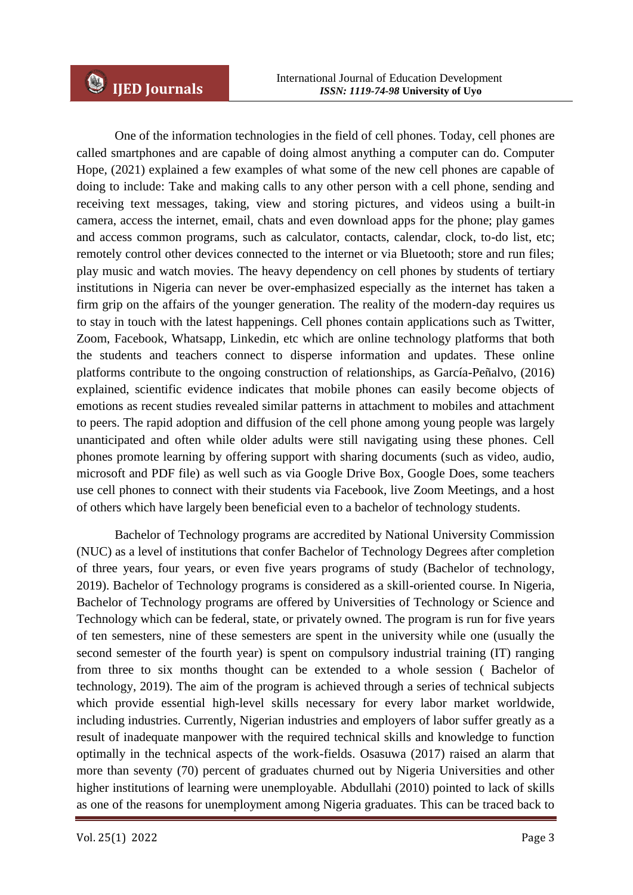One of the information technologies in the field of cell phones. Today, cell phones are called smartphones and are capable of doing almost anything a computer can do. Computer Hope, (2021) explained a few examples of what some of the new cell phones are capable of doing to include: Take and making calls to any other person with a cell phone, sending and receiving text messages, taking, view and storing pictures, and videos using a built-in camera, access the internet, email, chats and even download apps for the phone; play games and access common programs, such as calculator, contacts, calendar, clock, to-do list, etc; remotely control other devices connected to the internet or via Bluetooth; store and run files; play music and watch movies. The heavy dependency on cell phones by students of tertiary institutions in Nigeria can never be over-emphasized especially as the internet has taken a firm grip on the affairs of the younger generation. The reality of the modern-day requires us to stay in touch with the latest happenings. Cell phones contain applications such as Twitter, Zoom, Facebook, Whatsapp, Linkedin, etc which are online technology platforms that both the students and teachers connect to disperse information and updates. These online platforms contribute to the ongoing construction of relationships, as García-Peñalvo, (2016) explained, scientific evidence indicates that mobile phones can easily become objects of emotions as recent studies revealed similar patterns in attachment to mobiles and attachment to peers. The rapid adoption and diffusion of the cell phone among young people was largely unanticipated and often while older adults were still navigating using these phones. Cell phones promote learning by offering support with sharing documents (such as video, audio, microsoft and PDF file) as well such as via Google Drive Box, Google Does, some teachers use cell phones to connect with their students via Facebook, live Zoom Meetings, and a host of others which have largely been beneficial even to a bachelor of technology students.

Bachelor of Technology programs are accredited by National University Commission (NUC) as a level of institutions that confer Bachelor of Technology Degrees after completion of three years, four years, or even five years programs of study (Bachelor of technology, 2019). Bachelor of Technology programs is considered as a skill-oriented course. In Nigeria, Bachelor of Technology programs are offered by Universities of Technology or Science and Technology which can be federal, state, or privately owned. The program is run for five years of ten semesters, nine of these semesters are spent in the university while one (usually the second semester of the fourth year) is spent on compulsory industrial training (IT) ranging from three to six months thought can be extended to a whole session ( Bachelor of technology, 2019). The aim of the program is achieved through a series of technical subjects which provide essential high-level skills necessary for every labor market worldwide, including industries. Currently, Nigerian industries and employers of labor suffer greatly as a result of inadequate manpower with the required technical skills and knowledge to function optimally in the technical aspects of the work-fields. Osasuwa (2017) raised an alarm that more than seventy (70) percent of graduates churned out by Nigeria Universities and other higher institutions of learning were unemployable. Abdullahi (2010) pointed to lack of skills as one of the reasons for unemployment among Nigeria graduates. This can be traced back to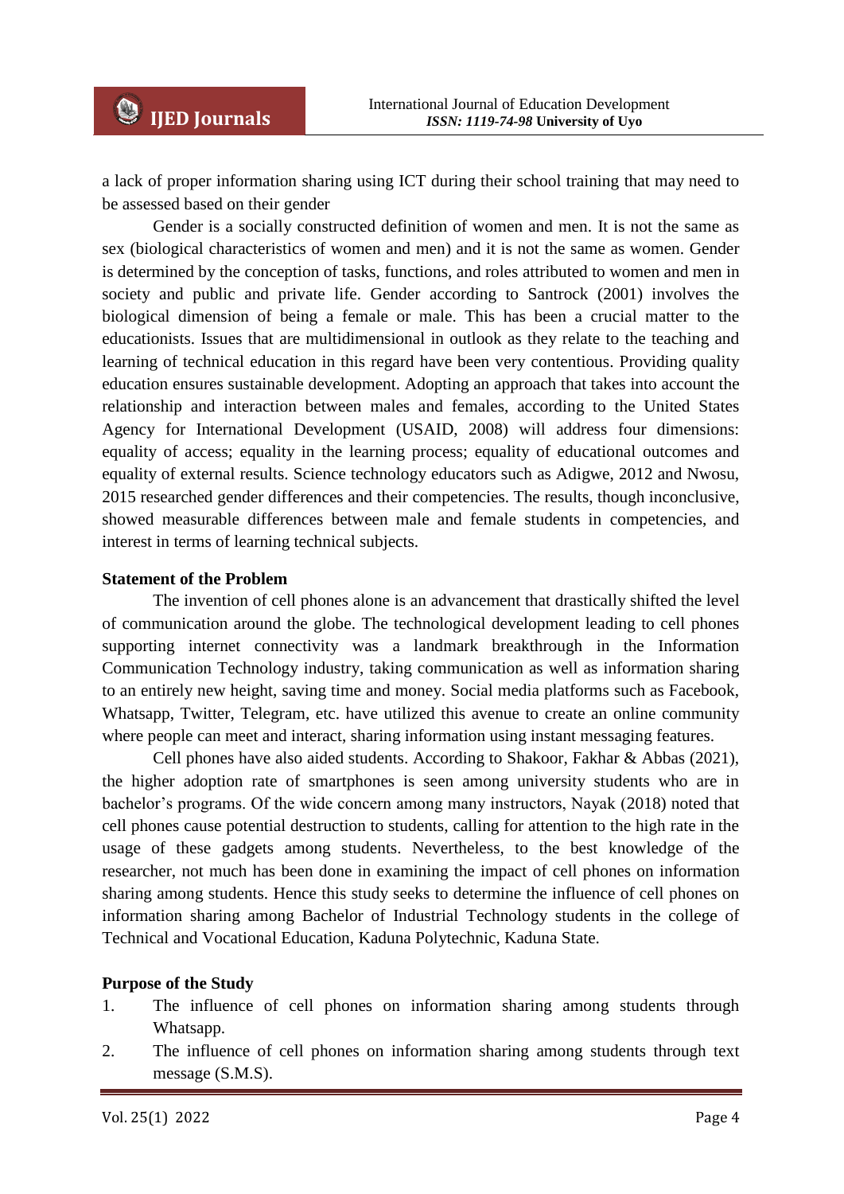a lack of proper information sharing using ICT during their school training that may need to be assessed based on their gender

Gender is a socially constructed definition of women and men. It is not the same as sex (biological characteristics of women and men) and it is not the same as women. Gender is determined by the conception of tasks, functions, and roles attributed to women and men in society and public and private life. Gender according to Santrock (2001) involves the biological dimension of being a female or male. This has been a crucial matter to the educationists. Issues that are multidimensional in outlook as they relate to the teaching and learning of technical education in this regard have been very contentious. Providing quality education ensures sustainable development. Adopting an approach that takes into account the relationship and interaction between males and females, according to the United States Agency for International Development (USAID, 2008) will address four dimensions: equality of access; equality in the learning process; equality of educational outcomes and equality of external results. Science technology educators such as Adigwe, 2012 and Nwosu, 2015 researched gender differences and their competencies. The results, though inconclusive, showed measurable differences between male and female students in competencies, and interest in terms of learning technical subjects.

**Statement of the Problem**

The invention of cell phones alone is an advancement that drastically shifted the level of communication around the globe. The technological development leading to cell phones supporting internet connectivity was a landmark breakthrough in the Information Communication Technology industry, taking communication as well as information sharing to an entirely new height, saving time and money. Social media platforms such as Facebook, Whatsapp, Twitter, Telegram, etc. have utilized this avenue to create an online community where people can meet and interact, sharing information using instant messaging features.

Cell phones have also aided students. According to Shakoor, Fakhar & Abbas (2021), the higher adoption rate of smartphones is seen among university students who are in bachelor's programs. Of the wide concern among many instructors, Nayak (2018) noted that cell phones cause potential destruction to students, calling for attention to the high rate in the usage of these gadgets among students. Nevertheless, to the best knowledge of the researcher, not much has been done in examining the impact of cell phones on information sharing among students. Hence this study seeks to determine the influence of cell phones on information sharing among Bachelor of Industrial Technology students in the college of Technical and Vocational Education, Kaduna Polytechnic, Kaduna State.

**Purpose of the Study**

1. The influence of cell phones on information sharing among students through Whatsapp.
2. The influence of cell phones on information sharing among students through text message (S.M.S).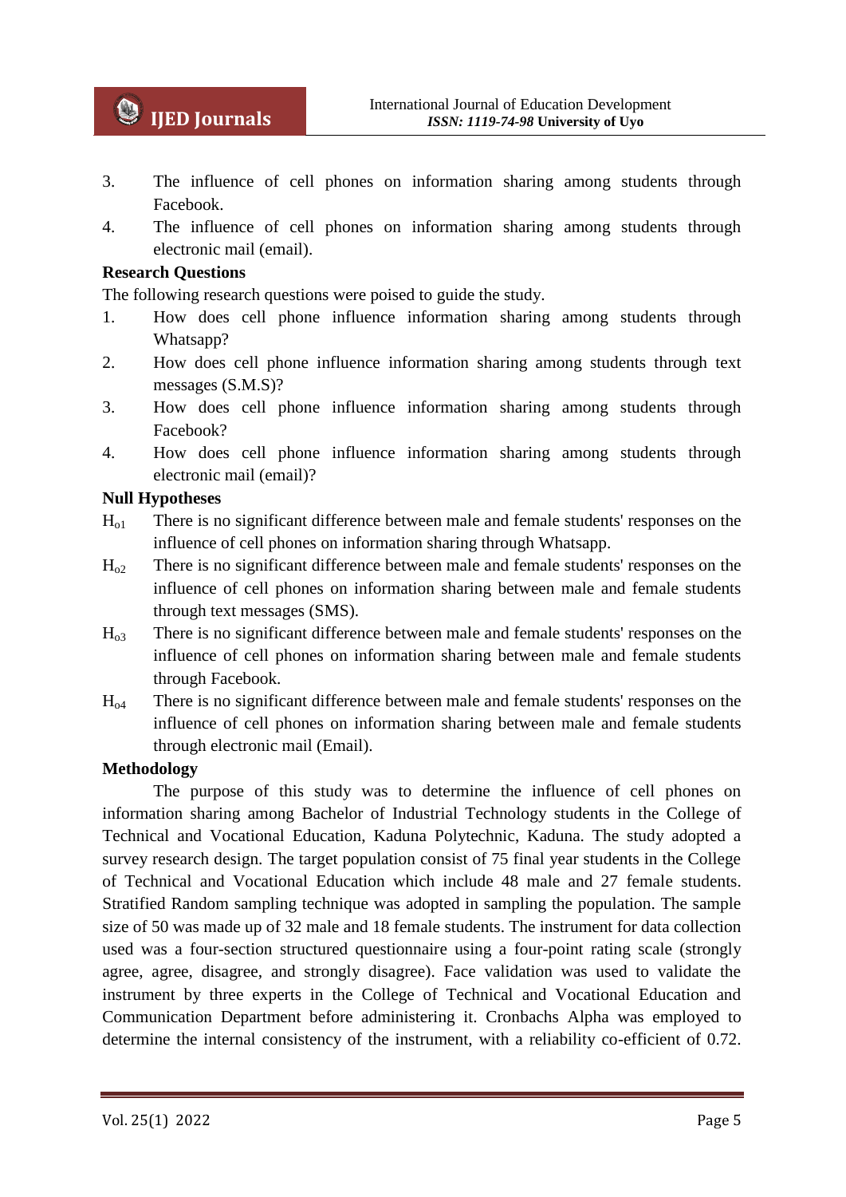3. The influence of cell phones on information sharing among students through Facebook.
4. The influence of cell phones on information sharing among students through electronic mail (email).

**Research Questions**

The following research questions were poised to guide the study.

1. How does cell phone influence information sharing among students through Whatsapp?
2. How does cell phone influence information sharing among students through text messages (S.M.S)?
3. How does cell phone influence information sharing among students through Facebook?
4. How does cell phone influence information sharing among students through electronic mail (email)?

**Null Hypotheses**

$H_{o1}$ There is no significant difference between male and female students' responses on the influence of cell phones on information sharing through Whatsapp.

$H_{o2}$ There is no significant difference between male and female students' responses on the influence of cell phones on information sharing between male and female students through text messages (SMS).

$H_{o3}$ There is no significant difference between male and female students' responses on the influence of cell phones on information sharing between male and female students through Facebook.

$H_{o4}$ There is no significant difference between male and female students' responses on the influence of cell phones on information sharing between male and female students through electronic mail (Email).

**Methodology**

The purpose of this study was to determine the influence of cell phones on information sharing among Bachelor of Industrial Technology students in the College of Technical and Vocational Education, Kaduna Polytechnic, Kaduna. The study adopted a survey research design. The target population consist of 75 final year students in the College of Technical and Vocational Education which include 48 male and 27 female students. Stratified Random sampling technique was adopted in sampling the population. The sample size of 50 was made up of 32 male and 18 female students. The instrument for data collection used was a four-section structured questionnaire using a four-point rating scale (strongly agree, agree, disagree, and strongly disagree). Face validation was used to validate the instrument by three experts in the College of Technical and Vocational Education and Communication Department before administering it. Cronbachs Alpha was employed to determine the internal consistency of the instrument, with a reliability co-efficient of 0.72.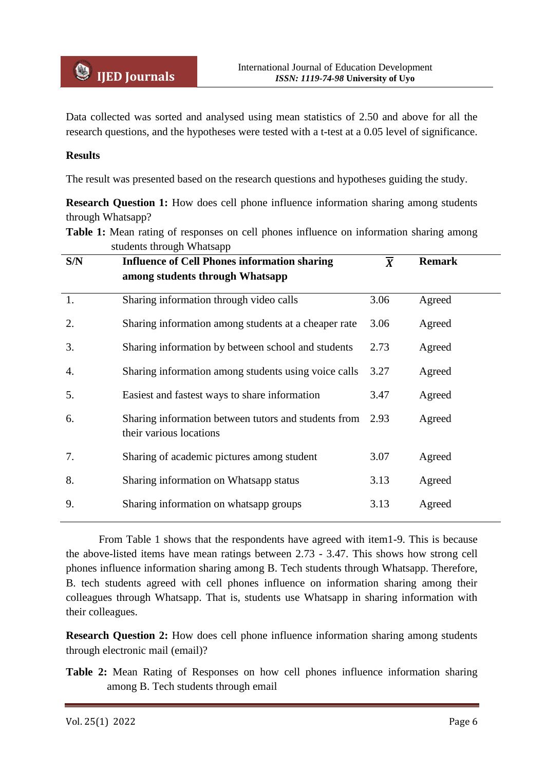Data collected was sorted and analysed using mean statistics of 2.50 and above for all the research questions, and the hypotheses were tested with a t-test at a 0.05 level of significance.

**Results**

The result was presented based on the research questions and hypotheses guiding the study.

**Research Question 1:** How does cell phone influence information sharing among students through Whatsapp?

**Table 1:** Mean rating of responses on cell phones influence on information sharing among students through Whatsapp

| S/N | Influence of Cell Phones information sharing among students through Whatsapp | $\bar{X}$ | Remark |
|---|---|---|---|
| 1. | Sharing information through video calls | 3.06 | Agreed |
| 2. | Sharing information among students at a cheaper rate | 3.06 | Agreed |
| 3. | Sharing information by between school and students | 2.73 | Agreed |
| 4. | Sharing information among students using voice calls | 3.27 | Agreed |
| 5. | Easiest and fastest ways to share information | 3.47 | Agreed |
| 6. | Sharing information between tutors and students from their various locations | 2.93 | Agreed |
| 7. | Sharing of academic pictures among student | 3.07 | Agreed |
| 8. | Sharing information on Whatsapp status | 3.13 | Agreed |
| 9. | Sharing information on whatsapp groups | 3.13 | Agreed |

From Table 1 shows that the respondents have agreed with item1-9. This is because the above-listed items have mean ratings between 2.73 - 3.47. This shows how strong cell phones influence information sharing among B. Tech students through Whatsapp. Therefore, B. tech students agreed with cell phones influence on information sharing among their colleagues through Whatsapp. That is, students use Whatsapp in sharing information with their colleagues.

**Research Question 2:** How does cell phone influence information sharing among students through electronic mail (email)?

**Table 2:** Mean Rating of Responses on how cell phones influence information sharing among B. Tech students through email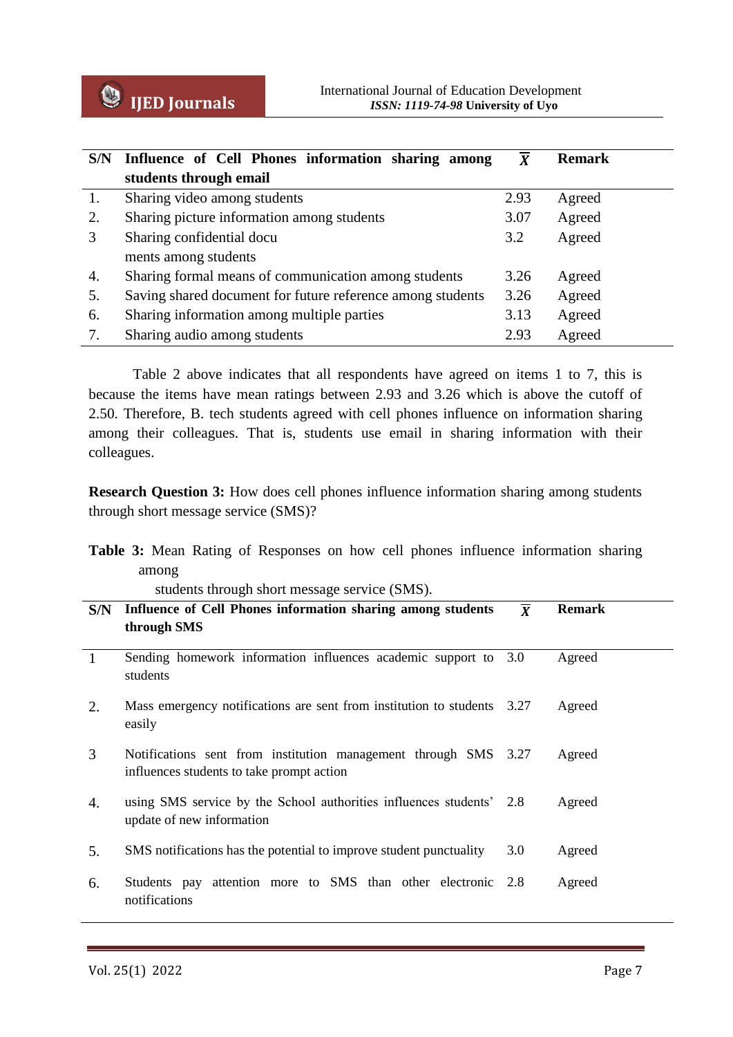| S/N | Influence of Cell Phones information sharing among students through email | $\overline{X}$ | Remark |
|---|---|---|---|
| 1. | Sharing video among students | 2.93 | Agreed |
| 2. | Sharing picture information among students | 3.07 | Agreed |
| 3 | Sharing confidential documents among students | 3.2 | Agreed |
| 4. | Sharing formal means of communication among students | 3.26 | Agreed |
| 5. | Saving shared document for future reference among students | 3.26 | Agreed |
| 6. | Sharing information among multiple parties | 3.13 | Agreed |
| 7. | Sharing audio among students | 2.93 | Agreed |

Table 2 above indicates that all respondents have agreed on items 1 to 7, this is because the items have mean ratings between 2.93 and 3.26 which is above the cutoff of 2.50. Therefore, B. tech students agreed with cell phones influence on information sharing among their colleagues. That is, students use email in sharing information with their colleagues.

**Research Question 3:** How does cell phones influence information sharing among students through short message service (SMS)?

**Table 3:** Mean Rating of Responses on how cell phones influence information sharing among students through short message service (SMS).

| S/N | Influence of Cell Phones information sharing among students through SMS | $\overline{X}$ | Remark |
|---|---|---|---|
| 1 | Sending homework information influences academic support to students | 3.0 | Agreed |
| 2. | Mass emergency notifications are sent from institution to students easily | 3.27 | Agreed |
| 3 | Notifications sent from institution management through SMS influences students to take prompt action | 3.27 | Agreed |
| 4. | using SMS service by the School authorities influences students' update of new information | 2.8 | Agreed |
| 5. | SMS notifications has the potential to improve student punctuality | 3.0 | Agreed |
| 6. | Students pay attention more to SMS than other electronic notifications | 2.8 | Agreed |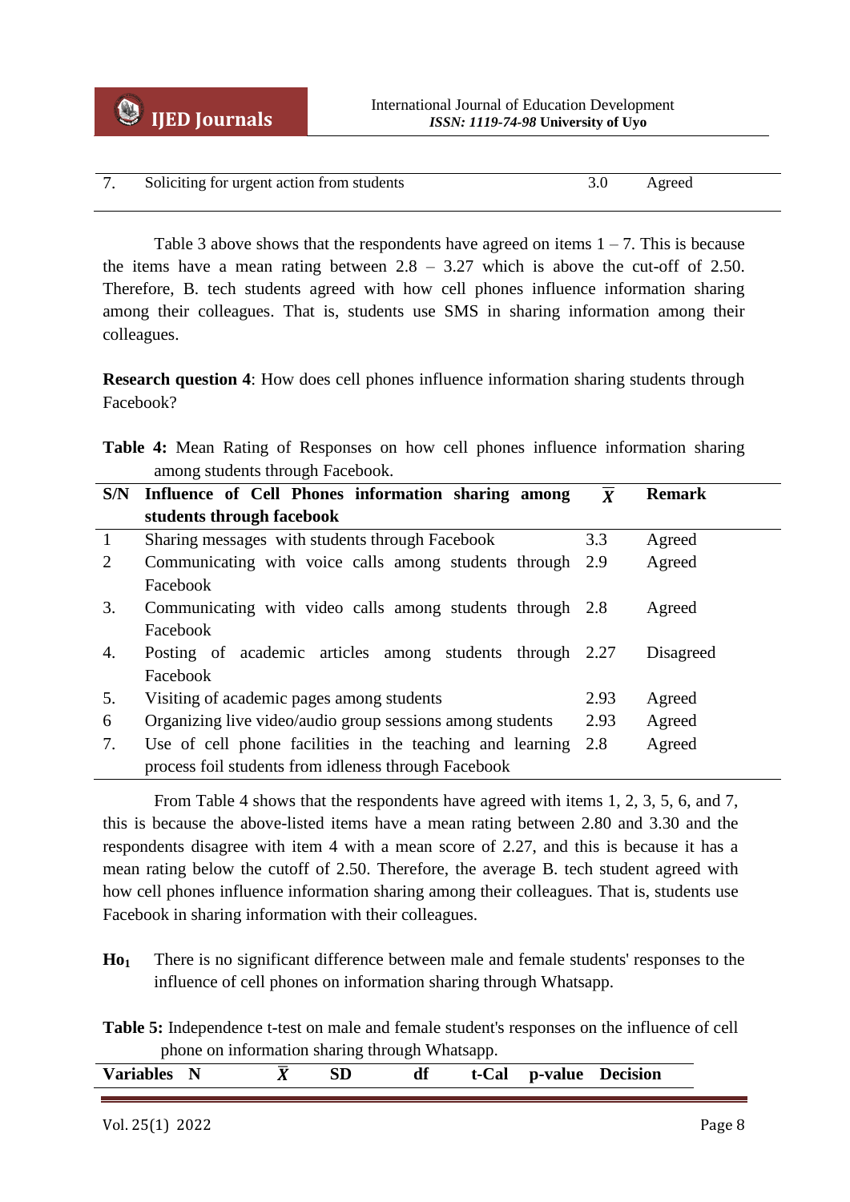| 7. | Soliciting for urgent action from students | 3.0 | Agreed |
|---|---|---|---|

Table 3 above shows that the respondents have agreed on items 1 – 7. This is because the items have a mean rating between 2.8 – 3.27 which is above the cut-off of 2.50. Therefore, B. tech students agreed with how cell phones influence information sharing among their colleagues. That is, students use SMS in sharing information among their colleagues.

**Research question 4**: How does cell phones influence information sharing students through Facebook?

**Table 4:** Mean Rating of Responses on how cell phones influence information sharing among students through Facebook.

| S/N | Influence of Cell Phones information sharing among students through facebook | $\bar{X}$ | Remark |
|---|---|---|---|
| 1 | Sharing messages with students through Facebook | 3.3 | Agreed |
| 2 | Communicating with voice calls among students through Facebook | 2.9 | Agreed |
| 3. | Communicating with video calls among students through Facebook | 2.8 | Agreed |
| 4. | Posting of academic articles among students through Facebook | 2.27 | Disagreed |
| 5. | Visiting of academic pages among students | 2.93 | Agreed |
| 6 | Organizing live video/audio group sessions among students | 2.93 | Agreed |
| 7. | Use of cell phone facilities in the teaching and learning process foil students from idleness through Facebook | 2.8 | Agreed |

From Table 4 shows that the respondents have agreed with items 1, 2, 3, 5, 6, and 7, this is because the above-listed items have a mean rating between 2.80 and 3.30 and the respondents disagree with item 4 with a mean score of 2.27, and this is because it has a mean rating below the cutoff of 2.50. Therefore, the average B. tech student agreed with how cell phones influence information sharing among their colleagues. That is, students use Facebook in sharing information with their colleagues.

**$Ho_1$** There is no significant difference between male and female students' responses to the influence of cell phones on information sharing through Whatsapp.

**Table 5:** Independence t-test on male and female student's responses on the influence of cell phone on information sharing through Whatsapp.

| Variables | N | $\bar{X}$ | SD | df | t-Cal | p-value | Decision |
|---|---|---|---|---|---|---|---|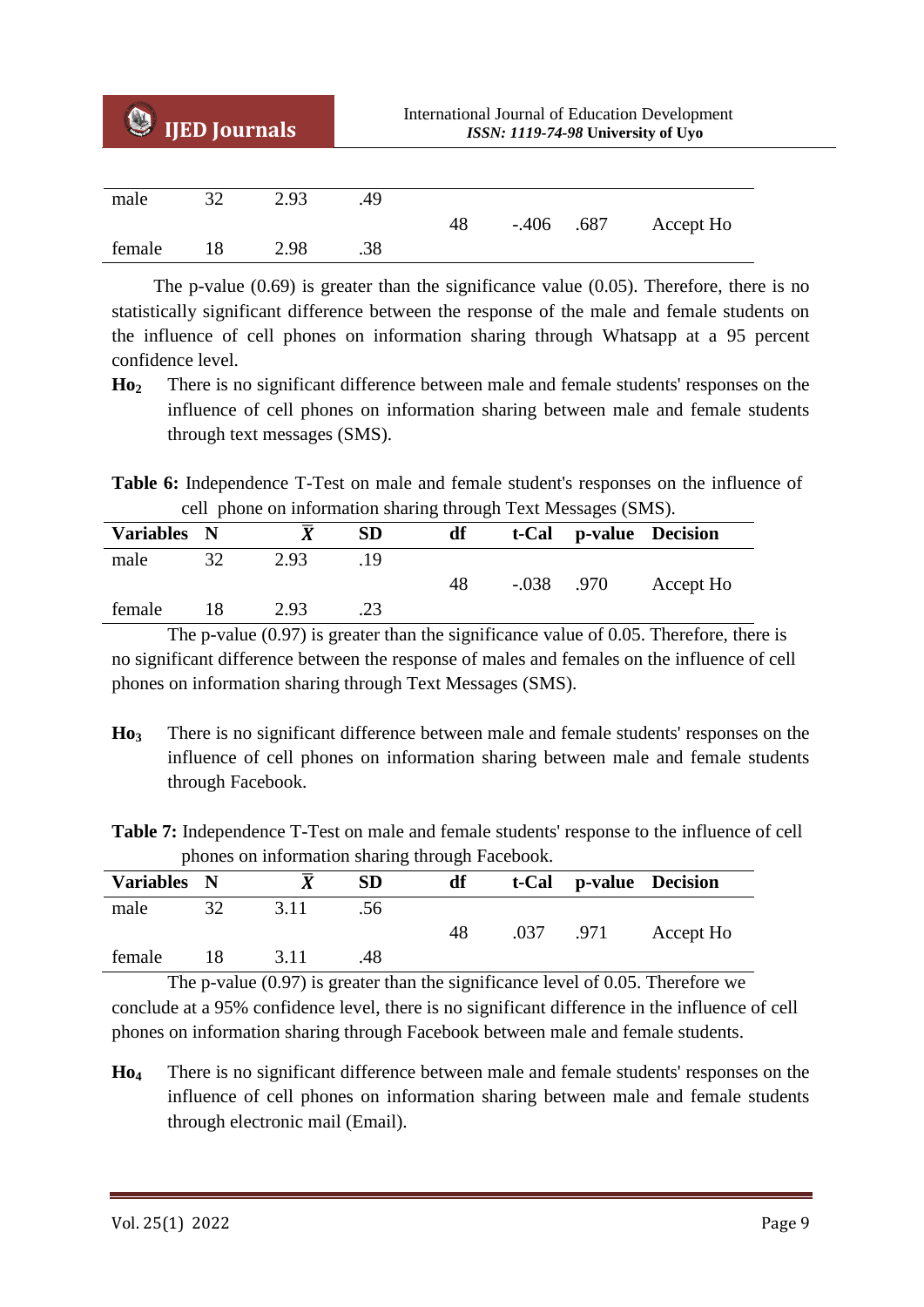| | | | | | | | |
|---|---|---|---|---|---|---|---|
| male | 32 | 2.93 | .49 | 48 | -.406 | .687 | Accept Ho |
| female | 18 | 2.98 | .38 | | | | |

The p-value (0.69) is greater than the significance value (0.05). Therefore, there is no statistically significant difference between the response of the male and female students on the influence of cell phones on information sharing through Whatsapp at a 95 percent confidence level.

**$Ho_2$** There is no significant difference between male and female students' responses on the influence of cell phones on information sharing between male and female students through text messages (SMS).

**Table 6:** Independence T-Test on male and female student's responses on the influence of cell phone on information sharing through Text Messages (SMS).

| Variables | N | $\bar{X}$ | SD | df | t-Cal | p-value | Decision |
|---|---|---|---|---|---|---|---|
| male | 32 | 2.93 | .19 | 48 | -.038 | .970 | Accept Ho |
| female | 18 | 2.93 | .23 | | | | |

The p-value (0.97) is greater than the significance value of 0.05. Therefore, there is no significant difference between the response of males and females on the influence of cell phones on information sharing through Text Messages (SMS).

**$Ho_3$** There is no significant difference between male and female students' responses on the influence of cell phones on information sharing between male and female students through Facebook.

**Table 7:** Independence T-Test on male and female students' response to the influence of cell phones on information sharing through Facebook.

| Variables | N | $\bar{X}$ | SD | df | t-Cal | p-value | Decision |
|---|---|---|---|---|---|---|---|
| male | 32 | 3.11 | .56 | 48 | .037 | .971 | Accept Ho |
| female | 18 | 3.11 | .48 | | | | |

The p-value (0.97) is greater than the significance level of 0.05. Therefore we conclude at a 95% confidence level, there is no significant difference in the influence of cell phones on information sharing through Facebook between male and female students.

**$Ho_4$** There is no significant difference between male and female students' responses on the influence of cell phones on information sharing between male and female students through electronic mail (Email).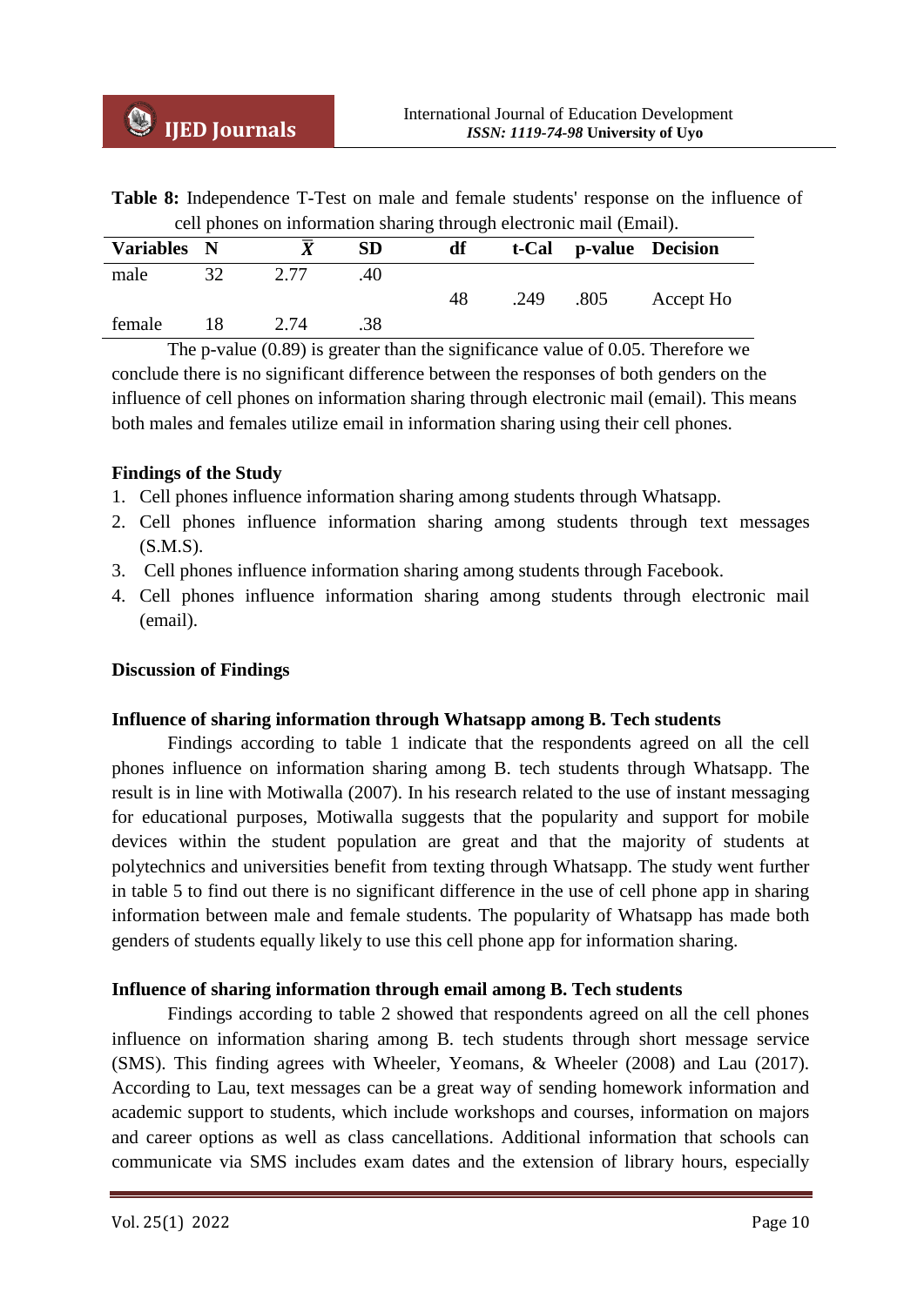**Table 8:** Independence T-Test on male and female students' response on the influence of cell phones on information sharing through electronic mail (Email).

| Variables | N | $\bar{X}$ | SD | df | t-Cal | p-value | Decision |
|---|---|---|---|---|---|---|---|
| male | 32 | 2.77 | .40 | | | | |
| | | | | 48 | .249 | .805 | Accept Ho |
| female | 18 | 2.74 | .38 | | | | |

The p-value (0.89) is greater than the significance value of 0.05. Therefore we conclude there is no significant difference between the responses of both genders on the influence of cell phones on information sharing through electronic mail (email). This means both males and females utilize email in information sharing using their cell phones.

**Findings of the Study**

1. Cell phones influence information sharing among students through Whatsapp.
2. Cell phones influence information sharing among students through text messages (S.M.S).
3. Cell phones influence information sharing among students through Facebook.
4. Cell phones influence information sharing among students through electronic mail (email).

**Discussion of Findings**

**Influence of sharing information through Whatsapp among B. Tech students**

Findings according to table 1 indicate that the respondents agreed on all the cell phones influence on information sharing among B. tech students through Whatsapp. The result is in line with Motiwalla (2007). In his research related to the use of instant messaging for educational purposes, Motiwalla suggests that the popularity and support for mobile devices within the student population are great and that the majority of students at polytechnics and universities benefit from texting through Whatsapp. The study went further in table 5 to find out there is no significant difference in the use of cell phone app in sharing information between male and female students. The popularity of Whatsapp has made both genders of students equally likely to use this cell phone app for information sharing.

**Influence of sharing information through email among B. Tech students**

Findings according to table 2 showed that respondents agreed on all the cell phones influence on information sharing among B. tech students through short message service (SMS). This finding agrees with Wheeler, Yeomans, & Wheeler (2008) and Lau (2017). According to Lau, text messages can be a great way of sending homework information and academic support to students, which include workshops and courses, information on majors and career options as well as class cancellations. Additional information that schools can communicate via SMS includes exam dates and the extension of library hours, especially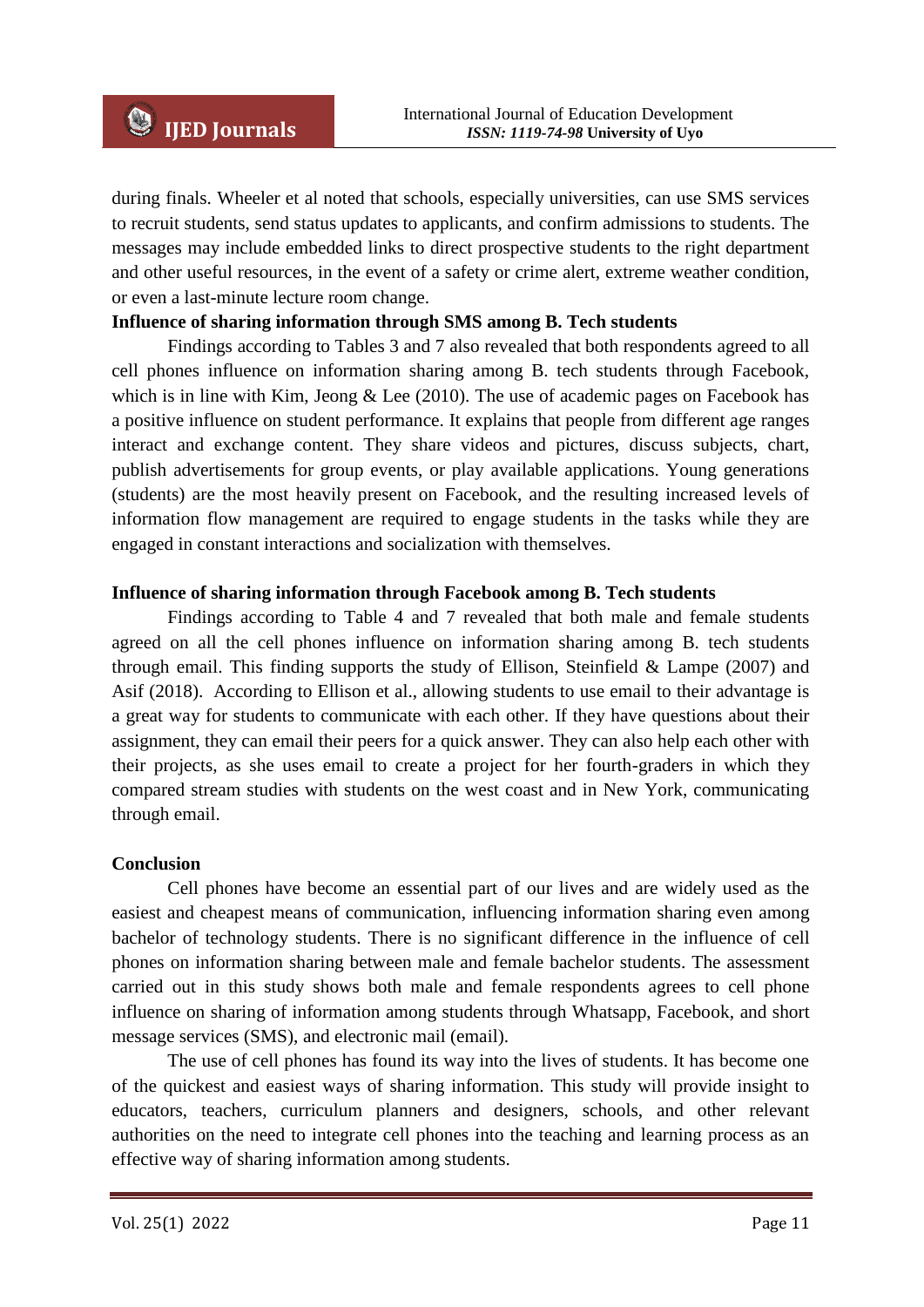during finals. Wheeler et al noted that schools, especially universities, can use SMS services to recruit students, send status updates to applicants, and confirm admissions to students. The messages may include embedded links to direct prospective students to the right department and other useful resources, in the event of a safety or crime alert, extreme weather condition, or even a last-minute lecture room change.

**Influence of sharing information through SMS among B. Tech students**

Findings according to Tables 3 and 7 also revealed that both respondents agreed to all cell phones influence on information sharing among B. tech students through Facebook, which is in line with Kim, Jeong & Lee (2010). The use of academic pages on Facebook has a positive influence on student performance. It explains that people from different age ranges interact and exchange content. They share videos and pictures, discuss subjects, chart, publish advertisements for group events, or play available applications. Young generations (students) are the most heavily present on Facebook, and the resulting increased levels of information flow management are required to engage students in the tasks while they are engaged in constant interactions and socialization with themselves.

**Influence of sharing information through Facebook among B. Tech students**

Findings according to Table 4 and 7 revealed that both male and female students agreed on all the cell phones influence on information sharing among B. tech students through email. This finding supports the study of Ellison, Steinfield & Lampe (2007) and Asif (2018). According to Ellison et al., allowing students to use email to their advantage is a great way for students to communicate with each other. If they have questions about their assignment, they can email their peers for a quick answer. They can also help each other with their projects, as she uses email to create a project for her fourth-graders in which they compared stream studies with students on the west coast and in New York, communicating through email.

**Conclusion**

Cell phones have become an essential part of our lives and are widely used as the easiest and cheapest means of communication, influencing information sharing even among bachelor of technology students. There is no significant difference in the influence of cell phones on information sharing between male and female bachelor students. The assessment carried out in this study shows both male and female respondents agrees to cell phone influence on sharing of information among students through Whatsapp, Facebook, and short message services (SMS), and electronic mail (email).

The use of cell phones has found its way into the lives of students. It has become one of the quickest and easiest ways of sharing information. This study will provide insight to educators, teachers, curriculum planners and designers, schools, and other relevant authorities on the need to integrate cell phones into the teaching and learning process as an effective way of sharing information among students.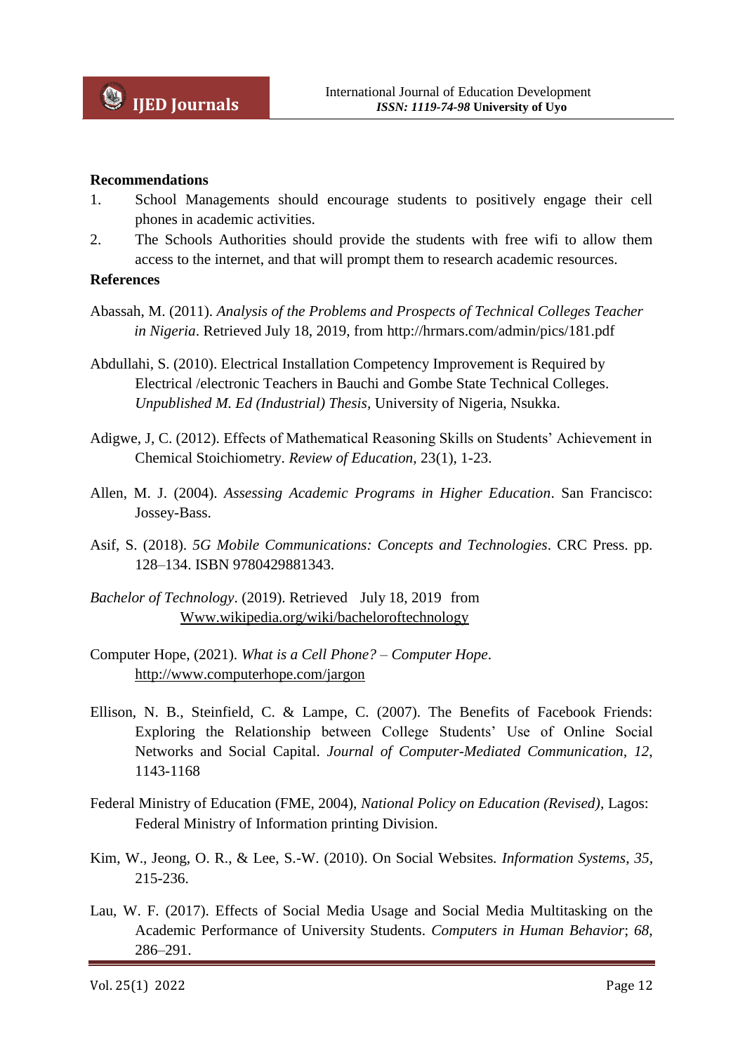**Recommendations**

1. School Managements should encourage students to positively engage their cell phones in academic activities.
2. The Schools Authorities should provide the students with free wifi to allow them access to the internet, and that will prompt them to research academic resources.

**References**

Abassah, M. (2011). *Analysis of the Problems and Prospects of Technical Colleges Teacher in Nigeria*. Retrieved July 18, 2019, from http://hrmars.com/admin/pics/181.pdf

Abdullahi, S. (2010). Electrical Installation Competency Improvement is Required by Electrical /electronic Teachers in Bauchi and Gombe State Technical Colleges. *Unpublished M. Ed (Industrial) Thesis*, University of Nigeria, Nsukka.

Adigwe, J, C. (2012). Effects of Mathematical Reasoning Skills on Students' Achievement in Chemical Stoichiometry. *Review of Education*, 23(1), 1-23.

Allen, M. J. (2004). *Assessing Academic Programs in Higher Education*. San Francisco: Jossey-Bass.

Asif, S. (2018). *5G Mobile Communications: Concepts and Technologies*. CRC Press. pp. 128–134. ISBN 9780429881343.

*Bachelor of Technology*. (2019). Retrieved July 18, 2019 from Www.wikipedia.org/wiki/bacheloroftechnology

Computer Hope, (2021). *What is a Cell Phone? – Computer Hope*. http://www.computerhope.com/jargon

Ellison, N. B., Steinfield, C. & Lampe, C. (2007). The Benefits of Facebook Friends: Exploring the Relationship between College Students' Use of Online Social Networks and Social Capital. *Journal of Computer-Mediated Communication, 12*, 1143-1168

Federal Ministry of Education (FME, 2004), *National Policy on Education (Revised)*, Lagos: Federal Ministry of Information printing Division.

Kim, W., Jeong, O. R., & Lee, S.-W. (2010). On Social Websites. *Information Systems*, *35*, 215-236.

Lau, W. F. (2017). Effects of Social Media Usage and Social Media Multitasking on the Academic Performance of University Students. *Computers in Human Behavior*; *68*, 286–291.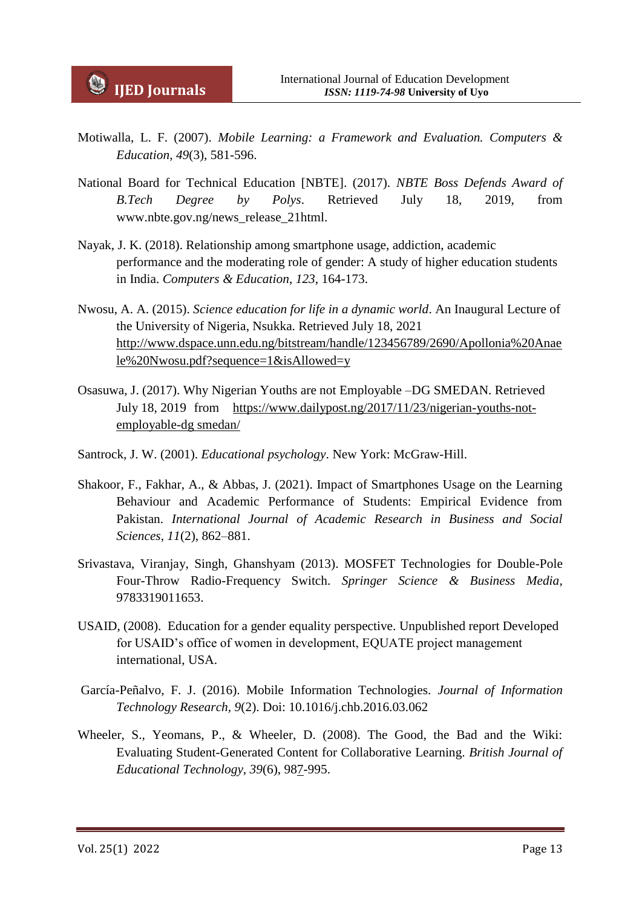Motiwalla, L. F. (2007). *Mobile Learning: a Framework and Evaluation. Computers & Education*, *49*(3), 581-596.

National Board for Technical Education [NBTE]. (2017). *NBTE Boss Defends Award of B.Tech Degree by Polys*. Retrieved July 18, 2019, from www.nbte.gov.ng/news_release_21html.

Nayak, J. K. (2018). Relationship among smartphone usage, addiction, academic performance and the moderating role of gender: A study of higher education students in India. *Computers & Education*, *123*, 164-173.

Nwosu, A. A. (2015). *Science education for life in a dynamic world*. An Inaugural Lecture of the University of Nigeria, Nsukka. Retrieved July 18, 2021 http://www.dspace.unn.edu.ng/bitstream/handle/123456789/2690/Apollonia%20Anaele%20Nwosu.pdf?sequence=1&isAllowed=y

Osasuwa, J. (2017). Why Nigerian Youths are not Employable –DG SMEDAN. Retrieved July 18, 2019 from https://www.dailypost.ng/2017/11/23/nigerian-youths-not-employable-dg smedan/

Santrock, J. W. (2001). *Educational psychology*. New York: McGraw-Hill.

Shakoor, F., Fakhar, A., & Abbas, J. (2021). Impact of Smartphones Usage on the Learning Behaviour and Academic Performance of Students: Empirical Evidence from Pakistan. *International Journal of Academic Research in Business and Social Sciences*, *11*(2), 862–881.

Srivastava, Viranjay, Singh, Ghanshyam (2013). MOSFET Technologies for Double-Pole Four-Throw Radio-Frequency Switch. *Springer Science & Business Media*, 9783319011653.

USAID, (2008). Education for a gender equality perspective. Unpublished report Developed for USAID's office of women in development, EQUATE project management international, USA.

García-Peñalvo, F. J. (2016). Mobile Information Technologies. *Journal of Information Technology Research*, *9*(2). Doi: 10.1016/j.chb.2016.03.062

Wheeler, S., Yeomans, P., & Wheeler, D. (2008). The Good, the Bad and the Wiki: Evaluating Student-Generated Content for Collaborative Learning. *British Journal of Educational Technology*, *39*(6), 987-995.